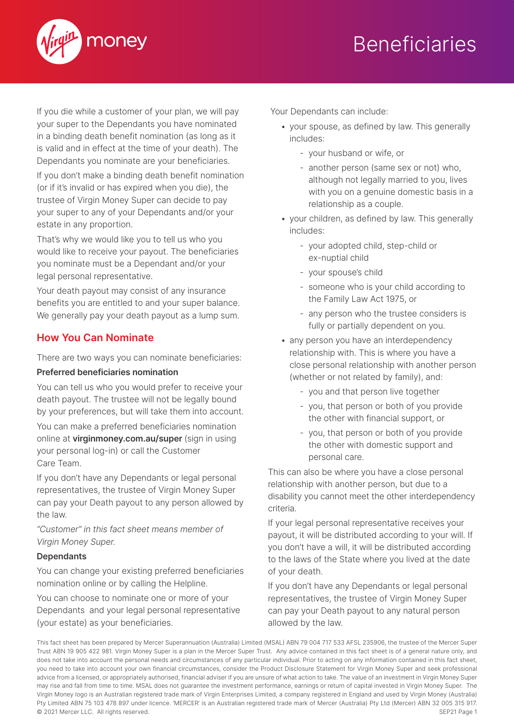# Beneficiaries

If you die while a customer of your plan, we will pay your super to the Dependants you have nominated in a binding death benefit nomination (as long as it is valid and in effect at the time of your death). The Dependants you nominate are your beneficiaries.

If you don't make a binding death benefit nomination (or if it's invalid or has expired when you die), the trustee of Virgin Money Super can decide to pay your super to any of your Dependants and/or your estate in any proportion.

That's why we would like you to tell us who you would like to receive your payout. The beneficiaries you nominate must be a Dependant and/or your legal personal representative.

Your death payout may consist of any insurance benefits you are entitled to and your super balance. We generally pay your death payout as a lump sum.

## How You Can Nominate

There are two ways you can nominate beneficiaries:

**Preferred beneficiaries nomination**

You can tell us who you would prefer to receive your death payout. The trustee will not be legally bound by your preferences, but will take them into account.

You can make a preferred beneficiaries nomination online at **virginmoney.com.au/super** (sign in using your personal log-in) or call the Customer Care Team.

If you don't have any Dependants or legal personal representatives, the trustee of Virgin Money Super can pay your Death payout to any person allowed by the law.

*"Customer" in this fact sheet means member of Virgin Money Super.*

**Dependants**

You can change your existing preferred beneficiaries nomination online or by calling the Helpline.

You can choose to nominate one or more of your Dependants and your legal personal representative (your estate) as your beneficiaries.

Your Dependants can include:

- your spouse, as defined by law. This generally includes:
  - your husband or wife, or
  - another person (same sex or not) who, although not legally married to you, lives with you on a genuine domestic basis in a relationship as a couple.
- your children, as defined by law. This generally includes:
  - your adopted child, step-child or ex-nuptial child
  - your spouse's child
  - someone who is your child according to the Family Law Act 1975, or
  - any person who the trustee considers is fully or partially dependent on you.
- any person you have an interdependency relationship with. This is where you have a close personal relationship with another person (whether or not related by family), and:
  - you and that person live together
  - you, that person or both of you provide the other with financial support, or
  - you, that person or both of you provide the other with domestic support and personal care.

This can also be where you have a close personal relationship with another person, but due to a disability you cannot meet the other interdependency criteria.

If your legal personal representative receives your payout, it will be distributed according to your will. If you don't have a will, it will be distributed according to the laws of the State where you lived at the date of your death.

If you don't have any Dependants or legal personal representatives, the trustee of Virgin Money Super can pay your Death payout to any natural person allowed by the law.

This fact sheet has been prepared by Mercer Superannuation (Australia) Limited (MSAL) ABN 79 004 717 533 AFSL 235906, the trustee of the Mercer Super Trust ABN 19 905 422 981. Virgin Money Super is a plan in the Mercer Super Trust. Any advice contained in this fact sheet is of a general nature only, and does not take into account the personal needs and circumstances of any particular individual. Prior to acting on any information contained in this fact sheet, you need to take into account your own financial circumstances, consider the Product Disclosure Statement for Virgin Money Super and seek professional advice from a licensed, or appropriately authorised, financial adviser if you are unsure of what action to take. The value of an investment in Virgin Money Super may rise and fall from time to time. MSAL does not guarantee the investment performance, earnings or return of capital invested in Virgin Money Super. The Virgin Money logo is an Australian registered trade mark of Virgin Enterprises Limited, a company registered in England and used by Virgin Money (Australia) Pty Limited ABN 75 103 478 897 under licence. 'MERCER' is an Australian registered trade mark of Mercer (Australia) Pty Ltd (Mercer) ABN 32 005 315 917. © 2021 Mercer LLC. All rights reserved.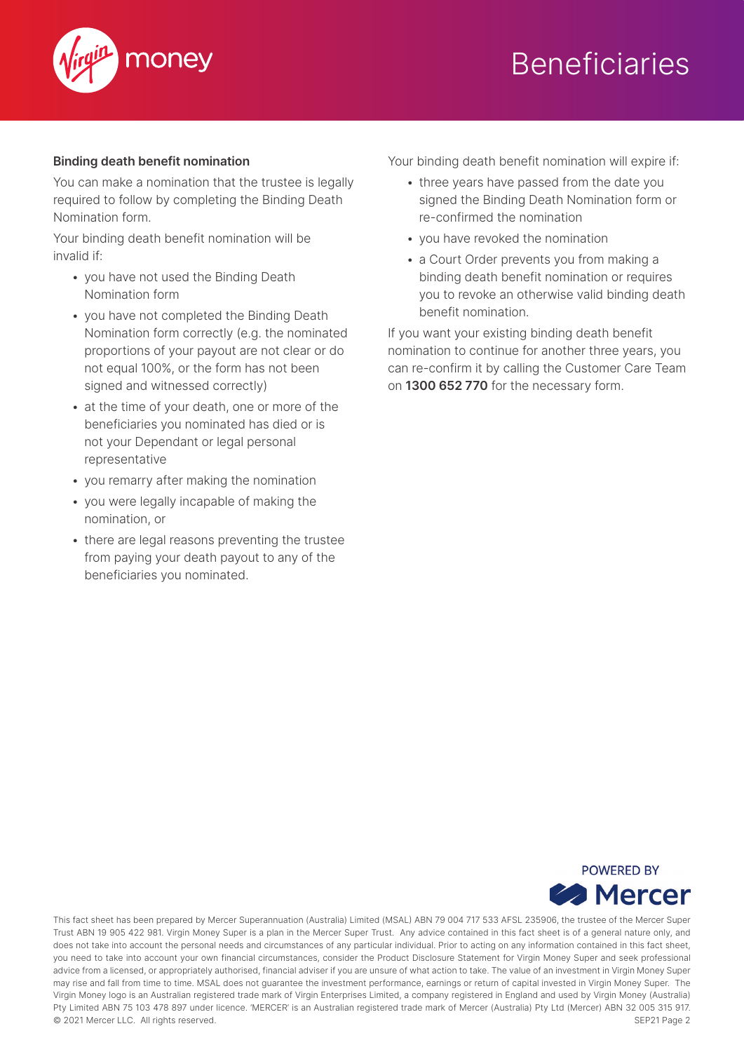### Binding death benefit nomination

You can make a nomination that the trustee is legally required to follow by completing the Binding Death Nomination form.

Your binding death benefit nomination will be invalid if:

- you have not used the Binding Death Nomination form
- you have not completed the Binding Death Nomination form correctly (e.g. the nominated proportions of your payout are not clear or do not equal 100%, or the form has not been signed and witnessed correctly)
- at the time of your death, one or more of the beneficiaries you nominated has died or is not your Dependant or legal personal representative
- you remarry after making the nomination
- you were legally incapable of making the nomination, or
- there are legal reasons preventing the trustee from paying your death payout to any of the beneficiaries you nominated.

Your binding death benefit nomination will expire if:

- three years have passed from the date you signed the Binding Death Nomination form or re-confirmed the nomination
- you have revoked the nomination
- a Court Order prevents you from making a binding death benefit nomination or requires you to revoke an otherwise valid binding death benefit nomination.

If you want your existing binding death benefit nomination to continue for another three years, you can re-confirm it by calling the Customer Care Team on **1300 652 770** for the necessary form.

POWERED BY Mercer

This fact sheet has been prepared by Mercer Superannuation (Australia) Limited (MSAL) ABN 79 004 717 533 AFSL 235906, the trustee of the Mercer Super Trust ABN 19 905 422 981. Virgin Money Super is a plan in the Mercer Super Trust. Any advice contained in this fact sheet is of a general nature only, and does not take into account the personal needs and circumstances of any particular individual. Prior to acting on any information contained in this fact sheet, you need to take into account your own financial circumstances, consider the Product Disclosure Statement for Virgin Money Super and seek professional advice from a licensed, or appropriately authorised, financial adviser if you are unsure of what action to take. The value of an investment in Virgin Money Super may rise and fall from time to time. MSAL does not guarantee the investment performance, earnings or return of capital invested in Virgin Money Super. The Virgin Money logo is an Australian registered trade mark of Virgin Enterprises Limited, a company registered in England and used by Virgin Money (Australia) Pty Limited ABN 75 103 478 897 under licence. 'MERCER' is an Australian registered trade mark of Mercer (Australia) Pty Ltd (Mercer) ABN 32 005 315 917. © 2021 Mercer LLC. All rights reserved.